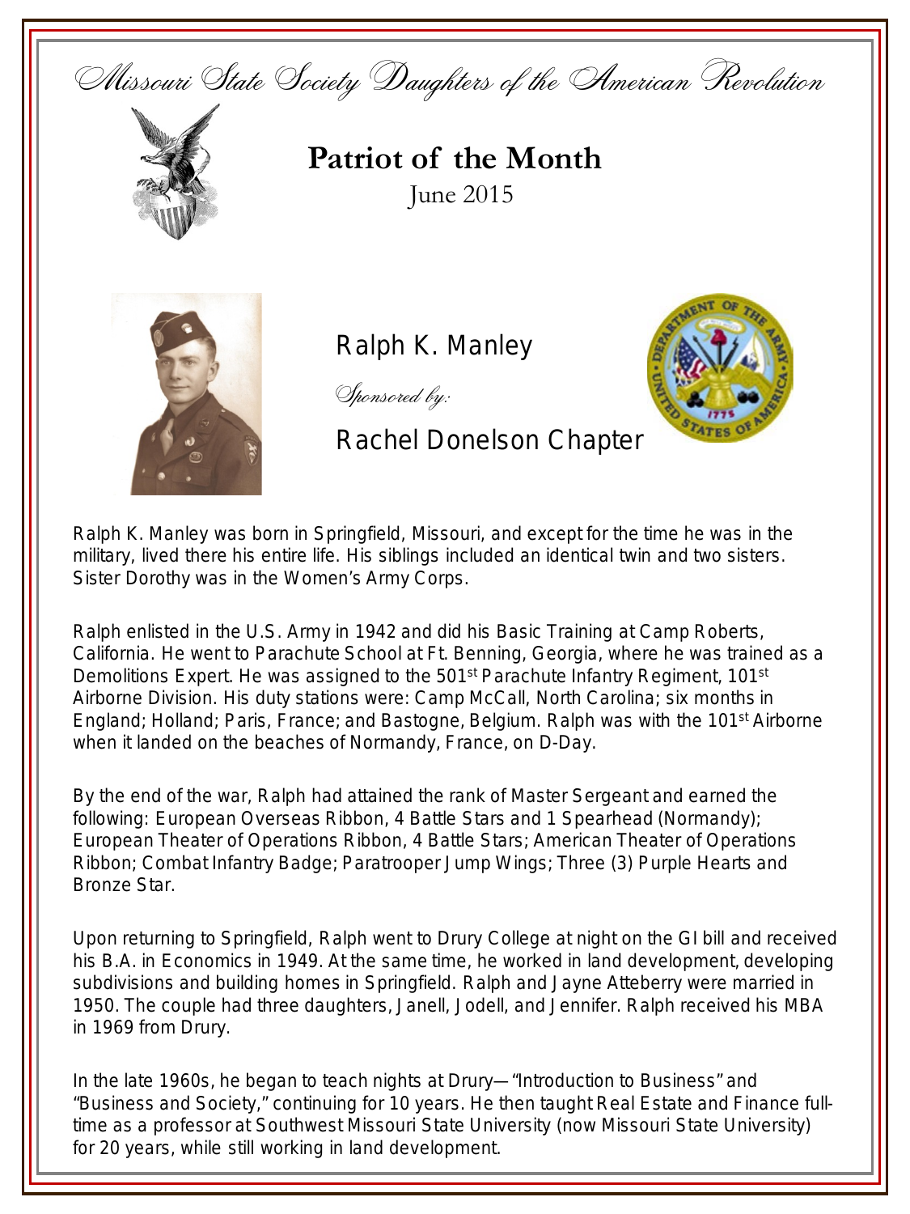Missouri State Society Daughters of the American Revolution

# Patriot of the Month

June 2015

## Ralph K. Manley

*Sponsored by:*

Rachel Donelson Chapter

Ralph K. Manley was born in Springfield, Missouri, and except for the time he was in the military, lived there his entire life. His siblings included an identical twin and two sisters. Sister Dorothy was in the Women's Army Corps.

Ralph enlisted in the U.S. Army in 1942 and did his Basic Training at Camp Roberts, California. He went to Parachute School at Ft. Benning, Georgia, where he was trained as a Demolitions Expert. He was assigned to the 501st Parachute Infantry Regiment, 101st Airborne Division. His duty stations were: Camp McCall, North Carolina; six months in England; Holland; Paris, France; and Bastogne, Belgium. Ralph was with the 101st Airborne when it landed on the beaches of Normandy, France, on D-Day.

By the end of the war, Ralph had attained the rank of Master Sergeant and earned the following: European Overseas Ribbon, 4 Battle Stars and 1 Spearhead (Normandy); European Theater of Operations Ribbon, 4 Battle Stars; American Theater of Operations Ribbon; Combat Infantry Badge; Paratrooper Jump Wings; Three (3) Purple Hearts and Bronze Star.

Upon returning to Springfield, Ralph went to Drury College at night on the GI bill and received his B.A. in Economics in 1949. At the same time, he worked in land development, developing subdivisions and building homes in Springfield. Ralph and Jayne Atteberry were married in 1950. The couple had three daughters, Janell, Jodell, and Jennifer. Ralph received his MBA in 1969 from Drury.

In the late 1960s, he began to teach nights at Drury—"Introduction to Business" and "Business and Society," continuing for 10 years. He then taught Real Estate and Finance full-time as a professor at Southwest Missouri State University (now Missouri State University) for 20 years, while still working in land development.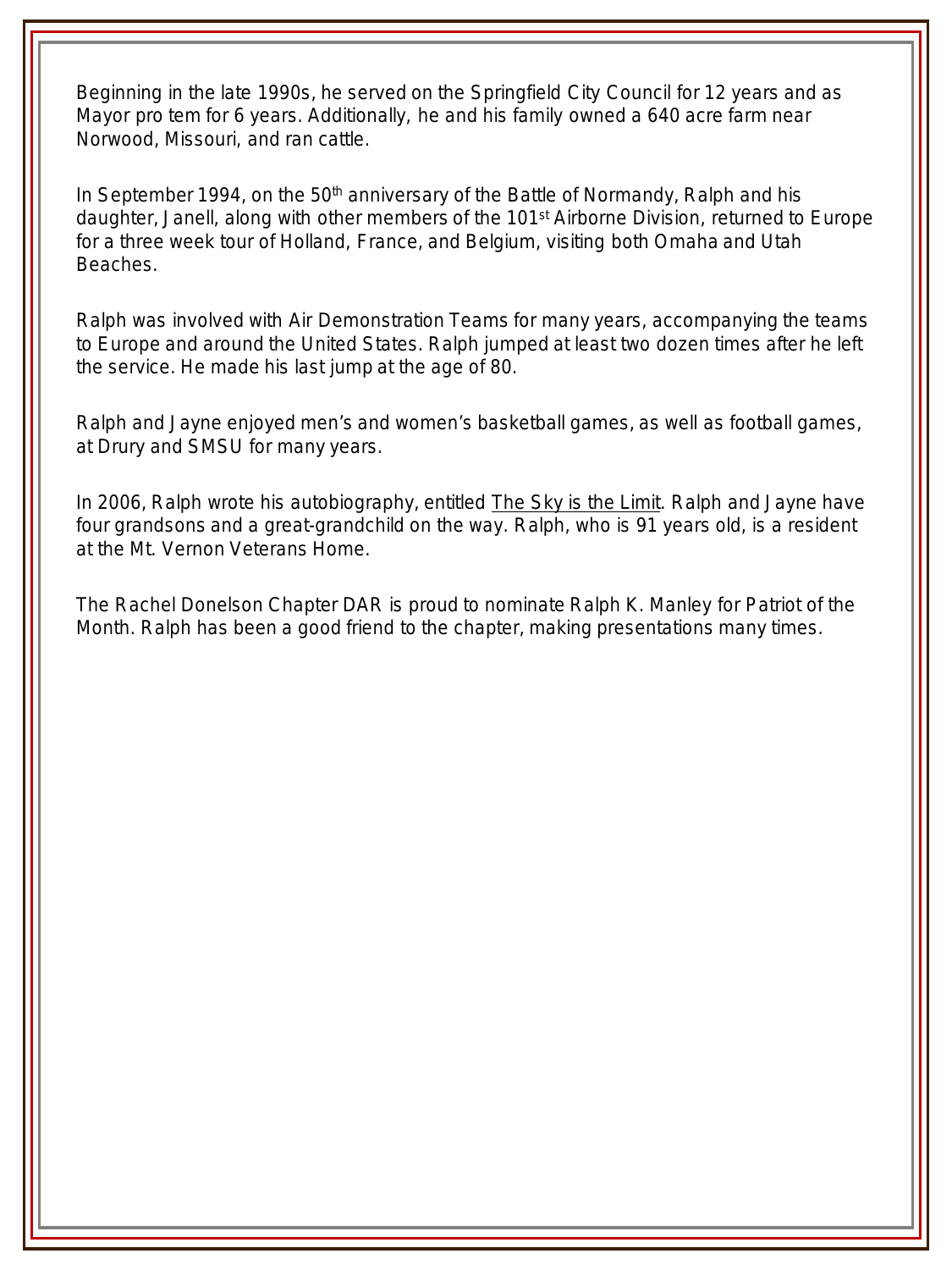Beginning in the late 1990s, he served on the Springfield City Council for 12 years and as Mayor pro tem for 6 years. Additionally, he and his family owned a 640 acre farm near Norwood, Missouri, and ran cattle.

In September 1994, on the 50th anniversary of the Battle of Normandy, Ralph and his daughter, Janell, along with other members of the 101st Airborne Division, returned to Europe for a three week tour of Holland, France, and Belgium, visiting both Omaha and Utah Beaches.

Ralph was involved with Air Demonstration Teams for many years, accompanying the teams to Europe and around the United States. Ralph jumped at least two dozen times after he left the service. He made his last jump at the age of 80.

Ralph and Jayne enjoyed men's and women's basketball games, as well as football games, at Drury and SMSU for many years.

In 2006, Ralph wrote his autobiography, entitled <u>The Sky is the Limit</u>. Ralph and Jayne have four grandsons and a great-grandchild on the way. Ralph, who is 91 years old, is a resident at the Mt. Vernon Veterans Home.

The Rachel Donelson Chapter DAR is proud to nominate Ralph K. Manley for Patriot of the Month. Ralph has been a good friend to the chapter, making presentations many times.